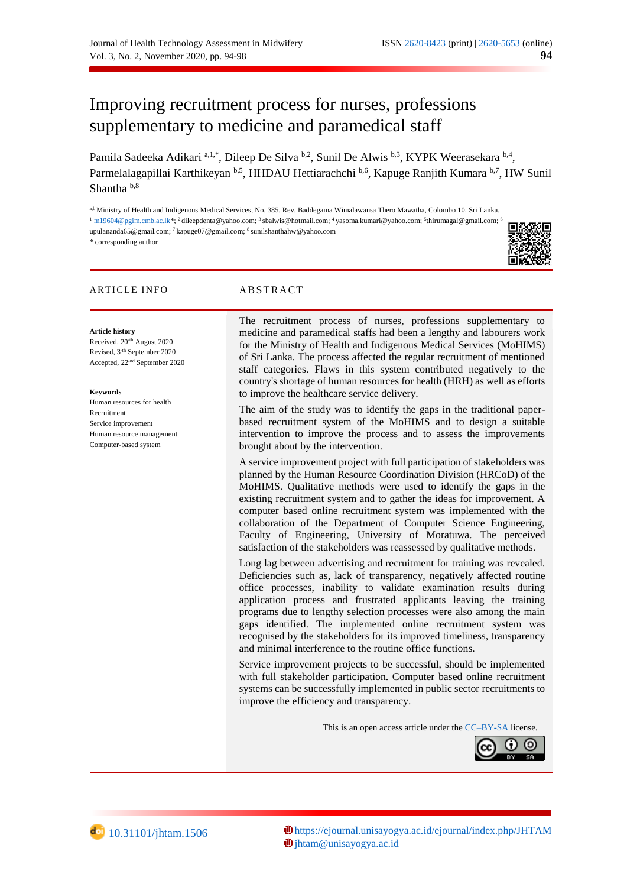# Improving recruitment process for nurses, professions supplementary to medicine and paramedical staff

Pamila Sadeeka Adikari [a,1,*], Dileep De Silva [b,2], Sunil De Alwis [b,3], KYPK Weerasekara [b,4], Parmelalagapillai Karthikeyan [b,5], HHDAU Hettiarachchi [b,6], Kapuge Ranjith Kumara [b,7], HW Sunil Shantha [b,8]

[a,b] Ministry of Health and Indigenous Medical Services, No. 385, Rev. Baddegama Wimalawansa Thero Mawatha, Colombo 10, Sri Lanka.
[1] m19604@pgim.cmb.ac.lk*; [2] dileepdenta@yahoo.com; [3] sbalwis@hotmail.com; [4] yasoma.kumari@yahoo.com; [5]thirumagal@gmail.com; [6] upulananda65@gmail.com; [7] kapuge07@gmail.com; [8] sunilshanthahw@yahoo.com
* corresponding author

## ARTICLE INFO

**Article history**
Received, 20th August 2020
Revised, 3th September 2020
Accepted, 22nd September 2020

**Keywords**
Human resources for health
Recruitment
Service improvement
Human resource management
Computer-based system

## ABSTRACT

The recruitment process of nurses, professions supplementary to medicine and paramedical staffs had been a lengthy and labourers work for the Ministry of Health and Indigenous Medical Services (MoHIMS) of Sri Lanka. The process affected the regular recruitment of mentioned staff categories. Flaws in this system contributed negatively to the country's shortage of human resources for health (HRH) as well as efforts to improve the healthcare service delivery.

The aim of the study was to identify the gaps in the traditional paper-based recruitment system of the MoHIMS and to design a suitable intervention to improve the process and to assess the improvements brought about by the intervention.

A service improvement project with full participation of stakeholders was planned by the Human Resource Coordination Division (HRCoD) of the MoHIMS. Qualitative methods were used to identify the gaps in the existing recruitment system and to gather the ideas for improvement. A computer based online recruitment system was implemented with the collaboration of the Department of Computer Science Engineering, Faculty of Engineering, University of Moratuwa. The perceived satisfaction of the stakeholders was reassessed by qualitative methods.

Long lag between advertising and recruitment for training was revealed. Deficiencies such as, lack of transparency, negatively affected routine office processes, inability to validate examination results during application process and frustrated applicants leaving the training programs due to lengthy selection processes were also among the main gaps identified. The implemented online recruitment system was recognised by the stakeholders for its improved timeliness, transparency and minimal interference to the routine office functions.

Service improvement projects to be successful, should be implemented with full stakeholder participation. Computer based online recruitment systems can be successfully implemented in public sector recruitments to improve the efficiency and transparency.

This is an open access article under the CC–BY-SA license.

10.31101/jhtam.1506
https://ejournal.unisayogya.ac.id/ejournal/index.php/JHTAM
jhtam@unisayogya.ac.id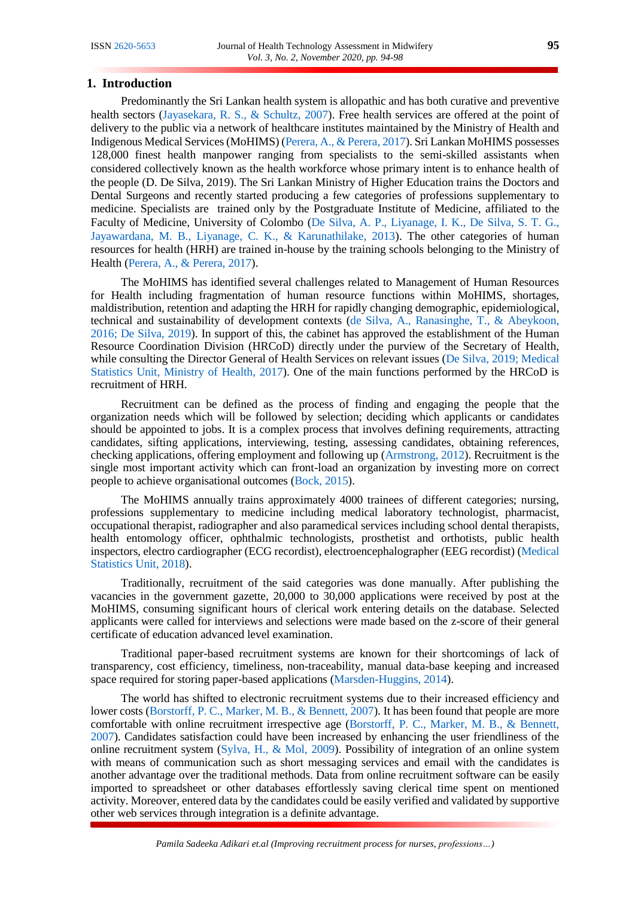## 1. Introduction

Predominantly the Sri Lankan health system is allopathic and has both curative and preventive health sectors (Jayasekara, R. S., & Schultz, 2007). Free health services are offered at the point of delivery to the public via a network of healthcare institutes maintained by the Ministry of Health and Indigenous Medical Services (MoHIMS) (Perera, A., & Perera, 2017). Sri Lankan MoHIMS possesses 128,000 finest health manpower ranging from specialists to the semi-skilled assistants when considered collectively known as the health workforce whose primary intent is to enhance health of the people (D. De Silva, 2019). The Sri Lankan Ministry of Higher Education trains the Doctors and Dental Surgeons and recently started producing a few categories of professions supplementary to medicine. Specialists are trained only by the Postgraduate Institute of Medicine, affiliated to the Faculty of Medicine, University of Colombo (De Silva, A. P., Liyanage, I. K., De Silva, S. T. G., Jayawardana, M. B., Liyanage, C. K., & Karunathilake, 2013). The other categories of human resources for health (HRH) are trained in-house by the training schools belonging to the Ministry of Health (Perera, A., & Perera, 2017).

The MoHIMS has identified several challenges related to Management of Human Resources for Health including fragmentation of human resource functions within MoHIMS, shortages, maldistribution, retention and adapting the HRH for rapidly changing demographic, epidemiological, technical and sustainability of development contexts (de Silva, A., Ranasinghe, T., & Abeykoon, 2016; De Silva, 2019). In support of this, the cabinet has approved the establishment of the Human Resource Coordination Division (HRCoD) directly under the purview of the Secretary of Health, while consulting the Director General of Health Services on relevant issues (De Silva, 2019; Medical Statistics Unit, Ministry of Health, 2017). One of the main functions performed by the HRCoD is recruitment of HRH.

Recruitment can be defined as the process of finding and engaging the people that the organization needs which will be followed by selection; deciding which applicants or candidates should be appointed to jobs. It is a complex process that involves defining requirements, attracting candidates, sifting applications, interviewing, testing, assessing candidates, obtaining references, checking applications, offering employment and following up (Armstrong, 2012). Recruitment is the single most important activity which can front-load an organization by investing more on correct people to achieve organisational outcomes (Bock, 2015).

The MoHIMS annually trains approximately 4000 trainees of different categories; nursing, professions supplementary to medicine including medical laboratory technologist, pharmacist, occupational therapist, radiographer and also paramedical services including school dental therapists, health entomology officer, ophthalmic technologists, prosthetist and orthotists, public health inspectors, electro cardiographer (ECG recordist), electroencephalographer (EEG recordist) (Medical Statistics Unit, 2018).

Traditionally, recruitment of the said categories was done manually. After publishing the vacancies in the government gazette, 20,000 to 30,000 applications were received by post at the MoHIMS, consuming significant hours of clerical work entering details on the database. Selected applicants were called for interviews and selections were made based on the z-score of their general certificate of education advanced level examination.

Traditional paper-based recruitment systems are known for their shortcomings of lack of transparency, cost efficiency, timeliness, non-traceability, manual data-base keeping and increased space required for storing paper-based applications (Marsden-Huggins, 2014).

The world has shifted to electronic recruitment systems due to their increased efficiency and lower costs (Borstorff, P. C., Marker, M. B., & Bennett, 2007). It has been found that people are more comfortable with online recruitment irrespective age (Borstorff, P. C., Marker, M. B., & Bennett, 2007). Candidates satisfaction could have been increased by enhancing the user friendliness of the online recruitment system (Sylva, H., & Mol, 2009). Possibility of integration of an online system with means of communication such as short messaging services and email with the candidates is another advantage over the traditional methods. Data from online recruitment software can be easily imported to spreadsheet or other databases effortlessly saving clerical time spent on mentioned activity. Moreover, entered data by the candidates could be easily verified and validated by supportive other web services through integration is a definite advantage.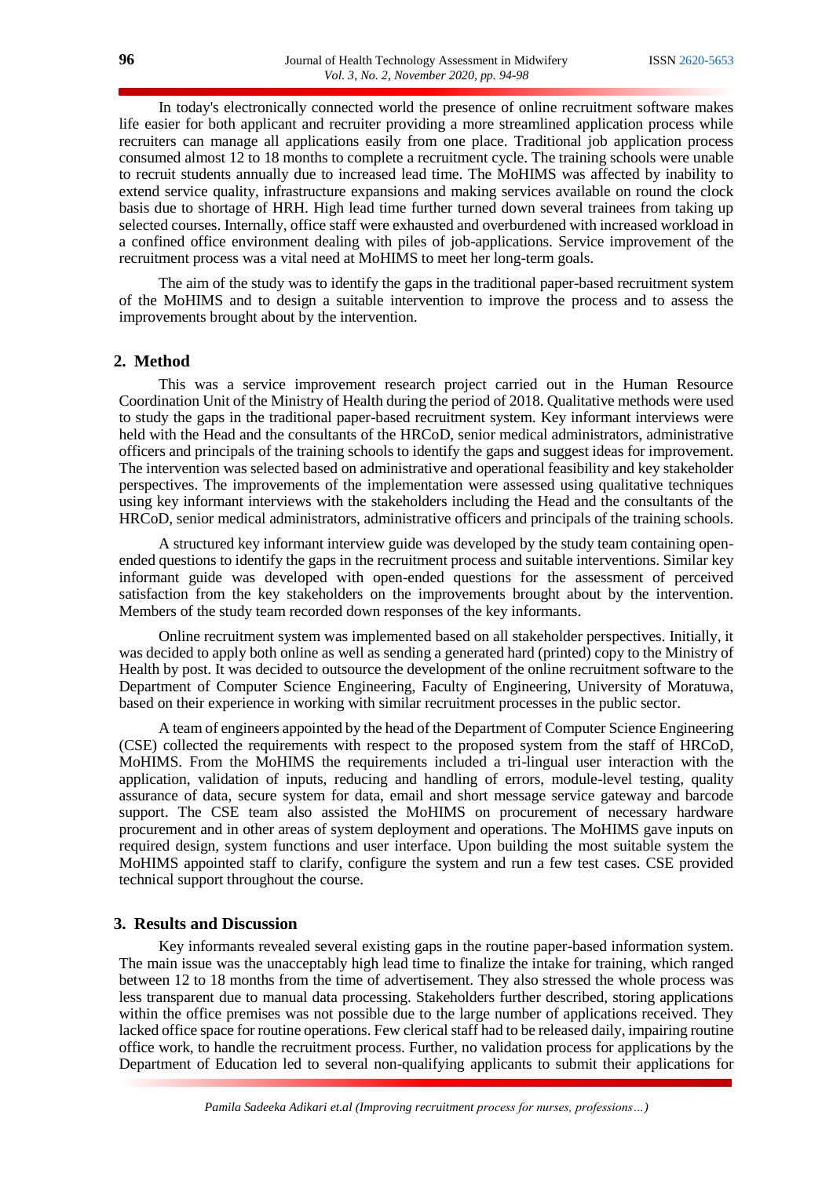In today's electronically connected world the presence of online recruitment software makes life easier for both applicant and recruiter providing a more streamlined application process while recruiters can manage all applications easily from one place. Traditional job application process consumed almost 12 to 18 months to complete a recruitment cycle. The training schools were unable to recruit students annually due to increased lead time. The MoHIMS was affected by inability to extend service quality, infrastructure expansions and making services available on round the clock basis due to shortage of HRH. High lead time further turned down several trainees from taking up selected courses. Internally, office staff were exhausted and overburdened with increased workload in a confined office environment dealing with piles of job-applications. Service improvement of the recruitment process was a vital need at MoHIMS to meet her long-term goals.

The aim of the study was to identify the gaps in the traditional paper-based recruitment system of the MoHIMS and to design a suitable intervention to improve the process and to assess the improvements brought about by the intervention.

## 2. Method

This was a service improvement research project carried out in the Human Resource Coordination Unit of the Ministry of Health during the period of 2018. Qualitative methods were used to study the gaps in the traditional paper-based recruitment system. Key informant interviews were held with the Head and the consultants of the HRCoD, senior medical administrators, administrative officers and principals of the training schools to identify the gaps and suggest ideas for improvement. The intervention was selected based on administrative and operational feasibility and key stakeholder perspectives. The improvements of the implementation were assessed using qualitative techniques using key informant interviews with the stakeholders including the Head and the consultants of the HRCoD, senior medical administrators, administrative officers and principals of the training schools.

A structured key informant interview guide was developed by the study team containing open-ended questions to identify the gaps in the recruitment process and suitable interventions. Similar key informant guide was developed with open-ended questions for the assessment of perceived satisfaction from the key stakeholders on the improvements brought about by the intervention. Members of the study team recorded down responses of the key informants.

Online recruitment system was implemented based on all stakeholder perspectives. Initially, it was decided to apply both online as well as sending a generated hard (printed) copy to the Ministry of Health by post. It was decided to outsource the development of the online recruitment software to the Department of Computer Science Engineering, Faculty of Engineering, University of Moratuwa, based on their experience in working with similar recruitment processes in the public sector.

A team of engineers appointed by the head of the Department of Computer Science Engineering (CSE) collected the requirements with respect to the proposed system from the staff of HRCoD, MoHIMS. From the MoHIMS the requirements included a tri-lingual user interaction with the application, validation of inputs, reducing and handling of errors, module-level testing, quality assurance of data, secure system for data, email and short message service gateway and barcode support. The CSE team also assisted the MoHIMS on procurement of necessary hardware procurement and in other areas of system deployment and operations. The MoHIMS gave inputs on required design, system functions and user interface. Upon building the most suitable system the MoHIMS appointed staff to clarify, configure the system and run a few test cases. CSE provided technical support throughout the course.

## 3. Results and Discussion

Key informants revealed several existing gaps in the routine paper-based information system. The main issue was the unacceptably high lead time to finalize the intake for training, which ranged between 12 to 18 months from the time of advertisement. They also stressed the whole process was less transparent due to manual data processing. Stakeholders further described, storing applications within the office premises was not possible due to the large number of applications received. They lacked office space for routine operations. Few clerical staff had to be released daily, impairing routine office work, to handle the recruitment process. Further, no validation process for applications by the Department of Education led to several non-qualifying applicants to submit their applications for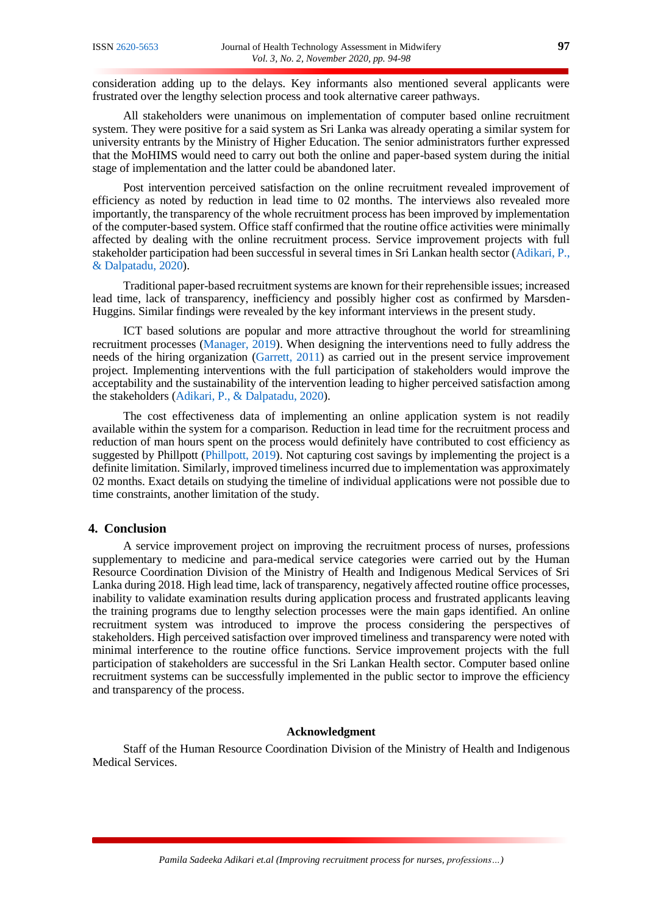consideration adding up to the delays. Key informants also mentioned several applicants were frustrated over the lengthy selection process and took alternative career pathways.

All stakeholders were unanimous on implementation of computer based online recruitment system. They were positive for a said system as Sri Lanka was already operating a similar system for university entrants by the Ministry of Higher Education. The senior administrators further expressed that the MoHIMS would need to carry out both the online and paper-based system during the initial stage of implementation and the latter could be abandoned later.

Post intervention perceived satisfaction on the online recruitment revealed improvement of efficiency as noted by reduction in lead time to 02 months. The interviews also revealed more importantly, the transparency of the whole recruitment process has been improved by implementation of the computer-based system. Office staff confirmed that the routine office activities were minimally affected by dealing with the online recruitment process. Service improvement projects with full stakeholder participation had been successful in several times in Sri Lankan health sector (Adikari, P., & Dalpatadu, 2020).

Traditional paper-based recruitment systems are known for their reprehensible issues; increased lead time, lack of transparency, inefficiency and possibly higher cost as confirmed by Marsden-Huggins. Similar findings were revealed by the key informant interviews in the present study.

ICT based solutions are popular and more attractive throughout the world for streamlining recruitment processes (Manager, 2019). When designing the interventions need to fully address the needs of the hiring organization (Garrett, 2011) as carried out in the present service improvement project. Implementing interventions with the full participation of stakeholders would improve the acceptability and the sustainability of the intervention leading to higher perceived satisfaction among the stakeholders (Adikari, P., & Dalpatadu, 2020).

The cost effectiveness data of implementing an online application system is not readily available within the system for a comparison. Reduction in lead time for the recruitment process and reduction of man hours spent on the process would definitely have contributed to cost efficiency as suggested by Phillpott (Phillpott, 2019). Not capturing cost savings by implementing the project is a definite limitation. Similarly, improved timeliness incurred due to implementation was approximately 02 months. Exact details on studying the timeline of individual applications were not possible due to time constraints, another limitation of the study.

## 4. Conclusion

A service improvement project on improving the recruitment process of nurses, professions supplementary to medicine and para-medical service categories were carried out by the Human Resource Coordination Division of the Ministry of Health and Indigenous Medical Services of Sri Lanka during 2018. High lead time, lack of transparency, negatively affected routine office processes, inability to validate examination results during application process and frustrated applicants leaving the training programs due to lengthy selection processes were the main gaps identified. An online recruitment system was introduced to improve the process considering the perspectives of stakeholders. High perceived satisfaction over improved timeliness and transparency were noted with minimal interference to the routine office functions. Service improvement projects with the full participation of stakeholders are successful in the Sri Lankan Health sector. Computer based online recruitment systems can be successfully implemented in the public sector to improve the efficiency and transparency of the process.

### Acknowledgment

Staff of the Human Resource Coordination Division of the Ministry of Health and Indigenous Medical Services.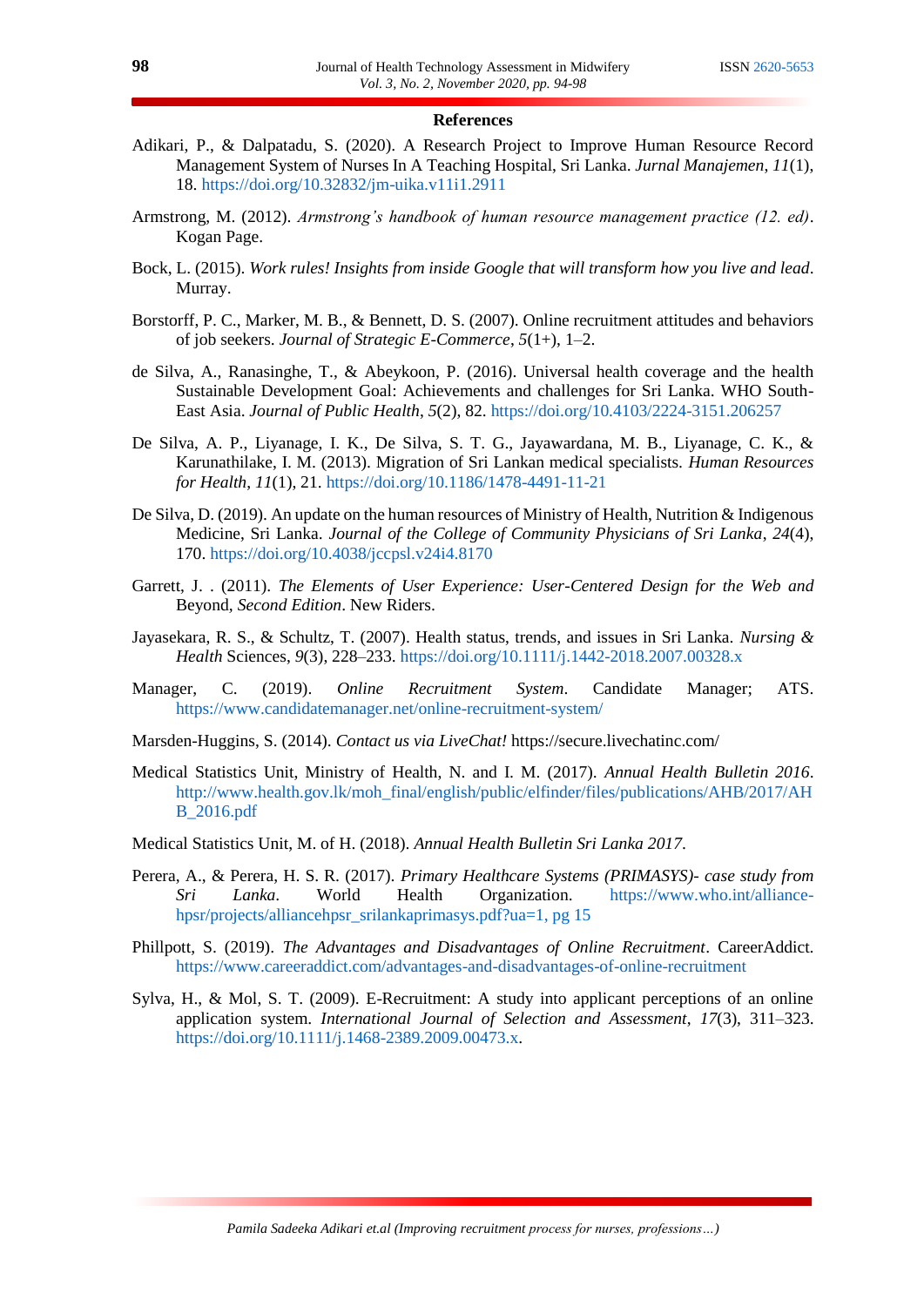## References

Adikari, P., & Dalpatadu, S. (2020). A Research Project to Improve Human Resource Record Management System of Nurses In A Teaching Hospital, Sri Lanka. *Jurnal Manajemen*, *11*(1), 18. https://doi.org/10.32832/jm-uika.v11i1.2911

Armstrong, M. (2012). *Armstrong's handbook of human resource management practice (12. ed)*. Kogan Page.

Bock, L. (2015). *Work rules! Insights from inside Google that will transform how you live and lead*. Murray.

Borstorff, P. C., Marker, M. B., & Bennett, D. S. (2007). Online recruitment attitudes and behaviors of job seekers. *Journal of Strategic E-Commerce*, *5*(1+), 1–2.

de Silva, A., Ranasinghe, T., & Abeykoon, P. (2016). Universal health coverage and the health Sustainable Development Goal: Achievements and challenges for Sri Lanka. WHO South-East Asia. *Journal of Public Health*, *5*(2), 82. https://doi.org/10.4103/2224-3151.206257

De Silva, A. P., Liyanage, I. K., De Silva, S. T. G., Jayawardana, M. B., Liyanage, C. K., & Karunathilake, I. M. (2013). Migration of Sri Lankan medical specialists. *Human Resources for Health*, *11*(1), 21. https://doi.org/10.1186/1478-4491-11-21

De Silva, D. (2019). An update on the human resources of Ministry of Health, Nutrition & Indigenous Medicine, Sri Lanka. *Journal of the College of Community Physicians of Sri Lanka*, *24*(4), 170. https://doi.org/10.4038/jccpsl.v24i4.8170

Garrett, J. . (2011). *The Elements of User Experience: User-Centered Design for the Web and* Beyond, *Second Edition*. New Riders.

Jayasekara, R. S., & Schultz, T. (2007). Health status, trends, and issues in Sri Lanka. *Nursing & Health* Sciences, *9*(3), 228–233. https://doi.org/10.1111/j.1442-2018.2007.00328.x

Manager, C. (2019). *Online Recruitment System*. Candidate Manager; ATS. https://www.candidatemanager.net/online-recruitment-system/

Marsden-Huggins, S. (2014). *Contact us via LiveChat!* https://secure.livechatinc.com/

Medical Statistics Unit, Ministry of Health, N. and I. M. (2017). *Annual Health Bulletin 2016*. http://www.health.gov.lk/moh_final/english/public/elfinder/files/publications/AHB/2017/AHB_2016.pdf

Medical Statistics Unit, M. of H. (2018). *Annual Health Bulletin Sri Lanka 2017*.

Perera, A., & Perera, H. S. R. (2017). *Primary Healthcare Systems (PRIMASYS)- case study from Sri Lanka*. World Health Organization. https://www.who.int/alliance-hpsr/projects/alliancehpsr_srilankaprimasys.pdf?ua=1, pg 15

Phillpott, S. (2019). *The Advantages and Disadvantages of Online Recruitment*. CareerAddict. https://www.careeraddict.com/advantages-and-disadvantages-of-online-recruitment

Sylva, H., & Mol, S. T. (2009). E-Recruitment: A study into applicant perceptions of an online application system. *International Journal of Selection and Assessment*, *17*(3), 311–323. https://doi.org/10.1111/j.1468-2389.2009.00473.x.